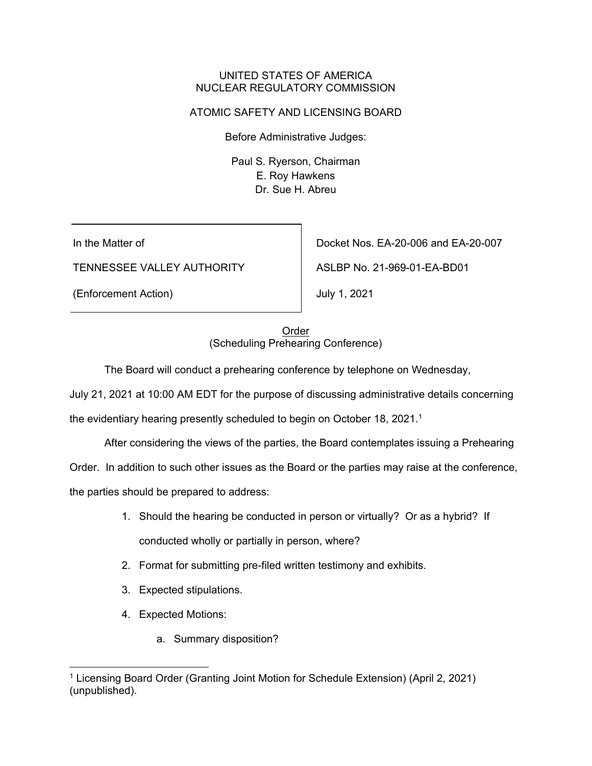UNITED STATES OF AMERICA
NUCLEAR REGULATORY COMMISSION

ATOMIC SAFETY AND LICENSING BOARD

Before Administrative Judges:

Paul S. Ryerson, Chairman
E. Roy Hawkens
Dr. Sue H. Abreu

| | |
|---|---|
| In the Matter of | Docket Nos. EA-20-006 and EA-20-007 |
| TENNESSEE VALLEY AUTHORITY | ASLBP No. 21-969-01-EA-BD01 |
| (Enforcement Action) | July 1, 2021 |

Order
(Scheduling Prehearing Conference)

The Board will conduct a prehearing conference by telephone on Wednesday, July 21, 2021 at 10:00 AM EDT for the purpose of discussing administrative details concerning the evidentiary hearing presently scheduled to begin on October 18, 2021.[1]

After considering the views of the parties, the Board contemplates issuing a Prehearing Order. In addition to such other issues as the Board or the parties may raise at the conference, the parties should be prepared to address:

1. Should the hearing be conducted in person or virtually? Or as a hybrid? If conducted wholly or partially in person, where?
2. Format for submitting pre-filed written testimony and exhibits.
3. Expected stipulations.
4. Expected Motions:
    a. Summary disposition?

[1] Licensing Board Order (Granting Joint Motion for Schedule Extension) (April 2, 2021) (unpublished).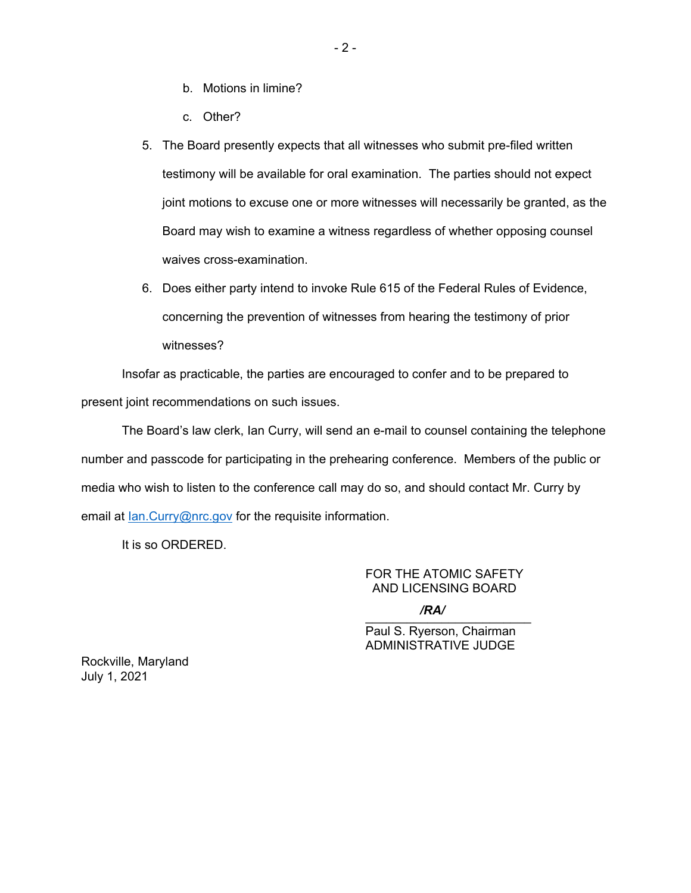b. Motions in limine?

    c. Other?

5. The Board presently expects that all witnesses who submit pre-filed written testimony will be available for oral examination. The parties should not expect joint motions to excuse one or more witnesses will necessarily be granted, as the Board may wish to examine a witness regardless of whether opposing counsel waives cross-examination.

6. Does either party intend to invoke Rule 615 of the Federal Rules of Evidence, concerning the prevention of witnesses from hearing the testimony of prior witnesses?

Insofar as practicable, the parties are encouraged to confer and to be prepared to present joint recommendations on such issues.

The Board's law clerk, Ian Curry, will send an e-mail to counsel containing the telephone number and passcode for participating in the prehearing conference. Members of the public or media who wish to listen to the conference call may do so, and should contact Mr. Curry by email at Ian.Curry@nrc.gov for the requisite information.

It is so ORDERED.

FOR THE ATOMIC SAFETY
AND LICENSING BOARD

***/RA/***

Paul S. Ryerson, Chairman
ADMINISTRATIVE JUDGE

Rockville, Maryland
July 1, 2021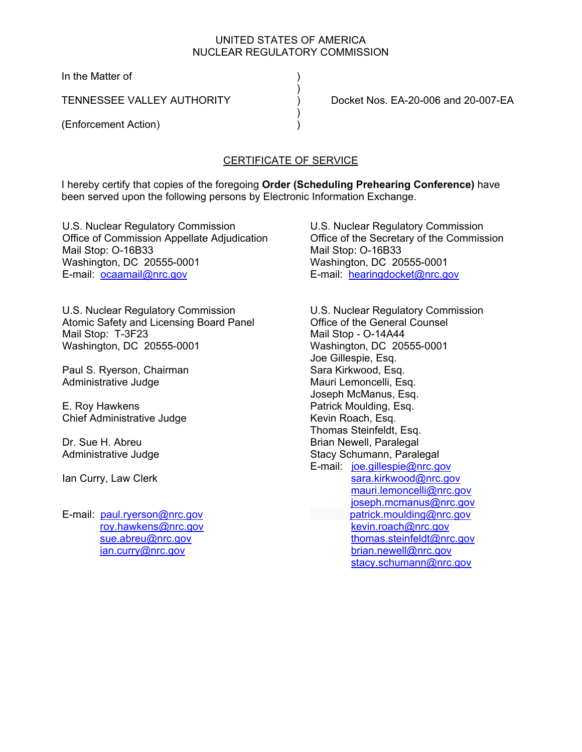UNITED STATES OF AMERICA
NUCLEAR REGULATORY COMMISSION

In the Matter of

TENNESSEE VALLEY AUTHORITY

(Enforcement Action)

Docket Nos. EA-20-006 and 20-007-EA

## CERTIFICATE OF SERVICE

I hereby certify that copies of the foregoing **Order (Scheduling Prehearing Conference)** have been served upon the following persons by Electronic Information Exchange.

U.S. Nuclear Regulatory Commission
Office of Commission Appellate Adjudication
Mail Stop: O-16B33
Washington, DC 20555-0001
E-mail: ocaamail@nrc.gov

U.S. Nuclear Regulatory Commission
Office of the Secretary of the Commission
Mail Stop: O-16B33
Washington, DC 20555-0001
E-mail: hearingdocket@nrc.gov

U.S. Nuclear Regulatory Commission
Atomic Safety and Licensing Board Panel
Mail Stop: T-3F23
Washington, DC 20555-0001

Paul S. Ryerson, Chairman
Administrative Judge

E. Roy Hawkens
Chief Administrative Judge

Dr. Sue H. Abreu
Administrative Judge

Ian Curry, Law Clerk

E-mail: paul.ryerson@nrc.gov
roy.hawkens@nrc.gov
sue.abreu@nrc.gov
ian.curry@nrc.gov

U.S. Nuclear Regulatory Commission
Office of the General Counsel
Mail Stop - O-14A44
Washington, DC 20555-0001
Joe Gillespie, Esq.
Sara Kirkwood, Esq.
Mauri Lemoncelli, Esq.
Joseph McManus, Esq.
Patrick Moulding, Esq.
Kevin Roach, Esq.
Thomas Steinfeldt, Esq.
Brian Newell, Paralegal
Stacy Schumann, Paralegal
E-mail: joe.gillespie@nrc.gov
sara.kirkwood@nrc.gov
mauri.lemoncelli@nrc.gov
joseph.mcmanus@nrc.gov
patrick.moulding@nrc.gov
kevin.roach@nrc.gov
thomas.steinfeldt@nrc.gov
brian.newell@nrc.gov
stacy.schumann@nrc.gov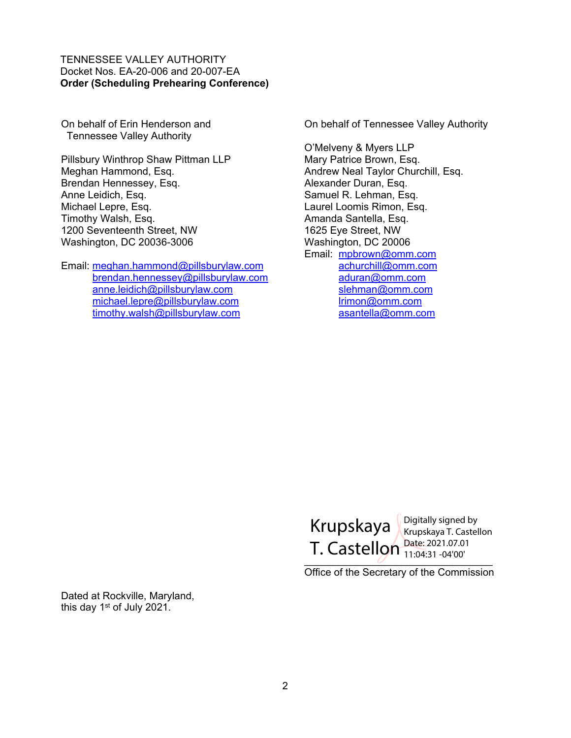TENNESSEE VALLEY AUTHORITY
Docket Nos. EA-20-006 and 20-007-EA
**Order (Scheduling Prehearing Conference)**

On behalf of Erin Henderson and
Tennessee Valley Authority

Pillsbury Winthrop Shaw Pittman LLP
Meghan Hammond, Esq.
Brendan Hennessey, Esq.
Anne Leidich, Esq.
Michael Lepre, Esq.
Timothy Walsh, Esq.
1200 Seventeenth Street, NW
Washington, DC 20036-3006

Email: meghan.hammond@pillsburylaw.com
brendan.hennessey@pillsburylaw.com
anne.leidich@pillsburylaw.com
michael.lepre@pillsburylaw.com
timothy.walsh@pillsburylaw.com

On behalf of Tennessee Valley Authority

O'Melveny & Myers LLP
Mary Patrice Brown, Esq.
Andrew Neal Taylor Churchill, Esq.
Alexander Duran, Esq.
Samuel R. Lehman, Esq.
Laurel Loomis Rimon, Esq.
Amanda Santella, Esq.
1625 Eye Street, NW
Washington, DC 20006
Email: mpbrown@omm.com
achurchill@omm.com
aduran@omm.com
slehman@omm.com
lrimon@omm.com
asantella@omm.com

Krupskaya T. Castellon
Digitally signed by Krupskaya T. Castellon
Date: 2021.07.01 11:04:31 -04'00'

Office of the Secretary of the Commission

Dated at Rockville, Maryland,
this day 1st of July 2021.